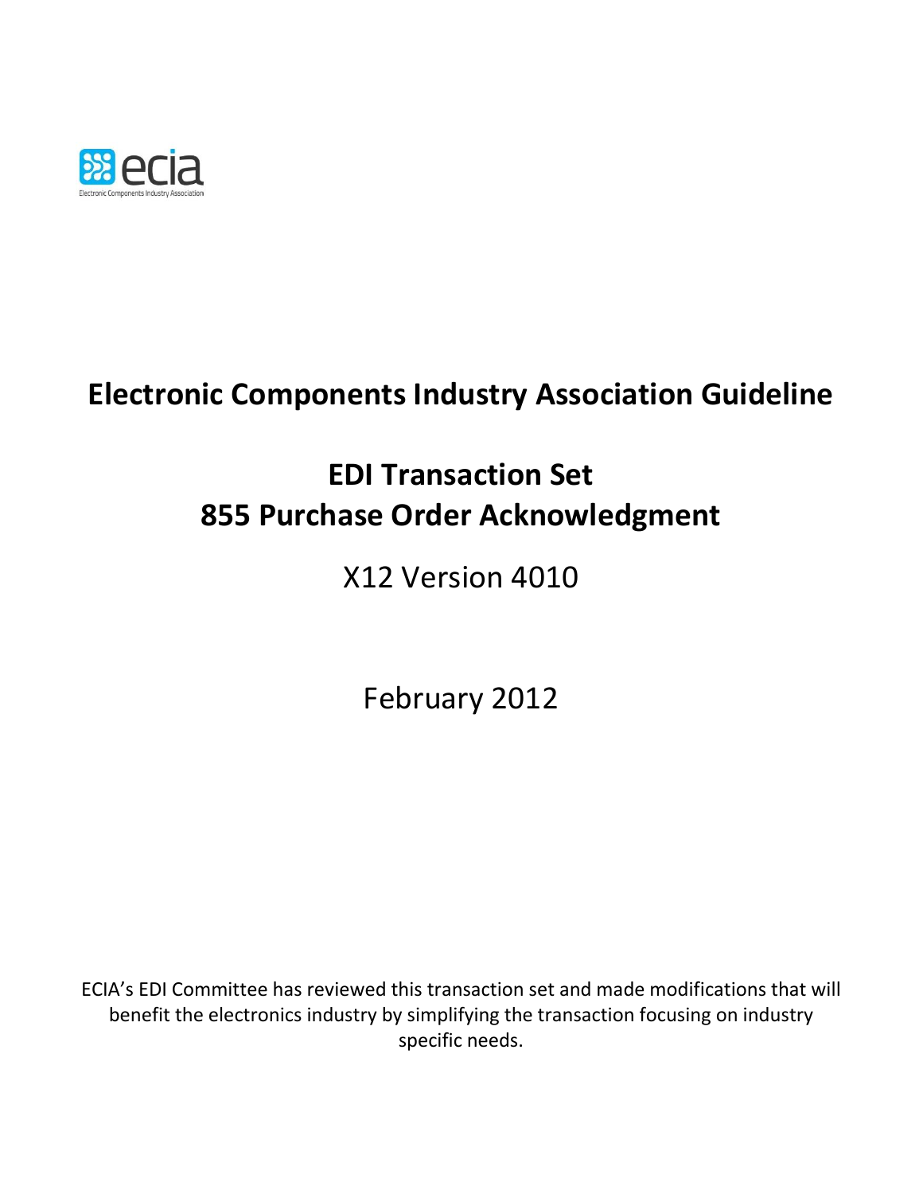# Electronic Components Industry Association Guideline

# EDI Transaction Set
# 855 Purchase Order Acknowledgment

## X12 Version 4010

February 2012

ECIA's EDI Committee has reviewed this transaction set and made modifications that will benefit the electronics industry by simplifying the transaction focusing on industry specific needs.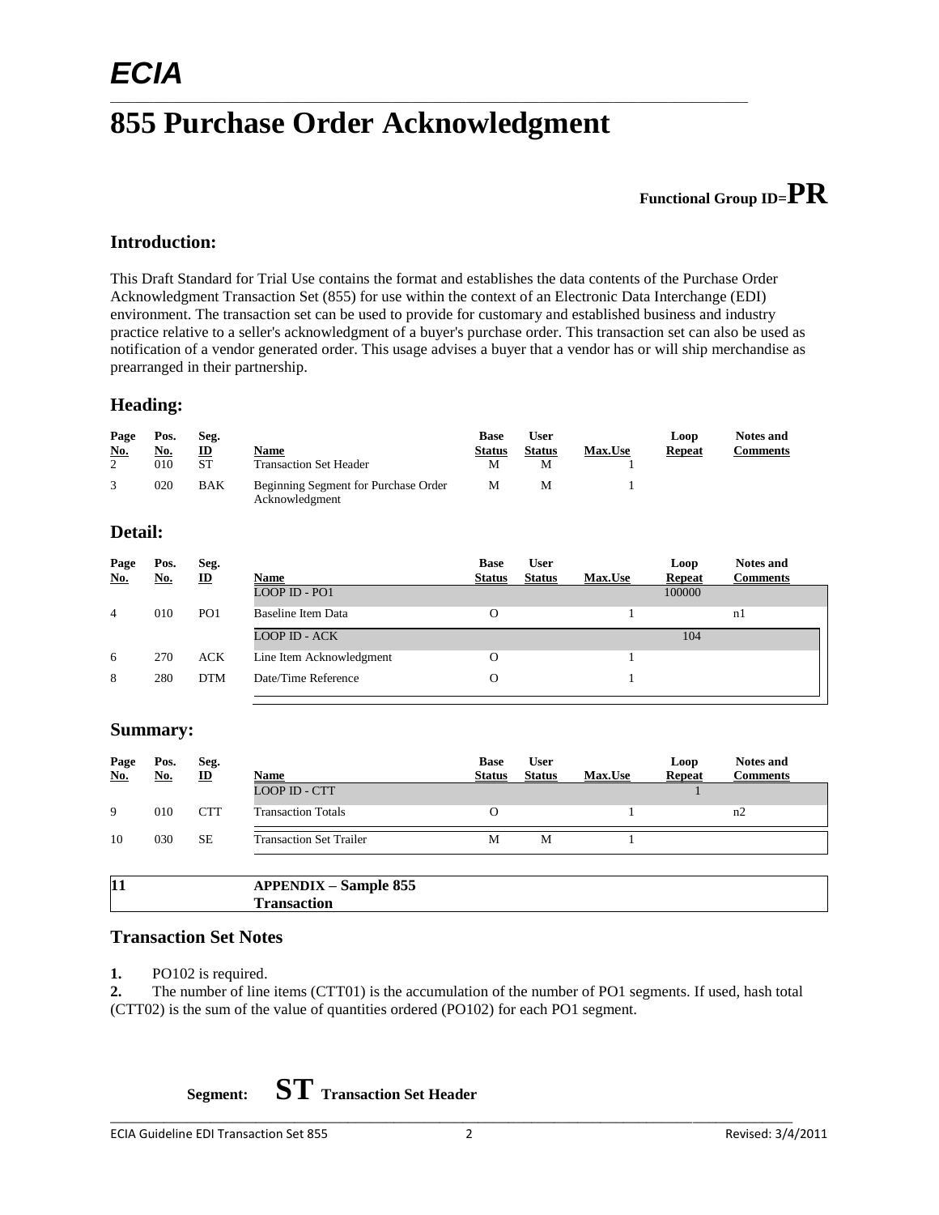*ECIA*

# 855 Purchase Order Acknowledgment

**Functional Group ID=PR**

## Introduction:

This Draft Standard for Trial Use contains the format and establishes the data contents of the Purchase Order Acknowledgment Transaction Set (855) for use within the context of an Electronic Data Interchange (EDI) environment. The transaction set can be used to provide for customary and established business and industry practice relative to a seller's acknowledgment of a buyer's purchase order. This transaction set can also be used as notification of a vendor generated order. This usage advises a buyer that a vendor has or will ship merchandise as prearranged in their partnership.

## Heading:

| Page No. | Pos. No. | Seg. ID | Name | Base Status | User Status | Max.Use | Loop Repeat | Notes and Comments |
|---|---|---|---|---|---|---|---|---|
| 2 | 010 | ST | Transaction Set Header | M | M | 1 | | |
| 3 | 020 | BAK | Beginning Segment for Purchase Order Acknowledgment | M | M | 1 | | |

## Detail:

| Page No. | Pos. No. | Seg. ID | Name | Base Status | User Status | Max.Use | Loop Repeat | Notes and Comments |
|---|---|---|---|---|---|---|---|---|
| | | | LOOP ID - PO1 | | | | 100000 | |
| 4 | 010 | PO1 | Baseline Item Data | O | | 1 | | n1 |
| | | | LOOP ID - ACK | | | | 104 | |
| 6 | 270 | ACK | Line Item Acknowledgment | O | | 1 | | |
| 8 | 280 | DTM | Date/Time Reference | O | | 1 | | |

## Summary:

| Page No. | Pos. No. | Seg. ID | Name | Base Status | User Status | Max.Use | Loop Repeat | Notes and Comments |
|---|---|---|---|---|---|---|---|---|
| | | | LOOP ID - CTT | | | | 1 | |
| 9 | 010 | CTT | Transaction Totals | O | | 1 | | n2 |
| 10 | 030 | SE | Transaction Set Trailer | M | M | 1 | | |

| | |
|---|---|
| **11** | **APPENDIX – Sample 855 Transaction** |

## Transaction Set Notes

**1.** PO102 is required.
**2.** The number of line items (CTT01) is the accumulation of the number of PO1 segments. If used, hash total (CTT02) is the sum of the value of quantities ordered (PO102) for each PO1 segment.

**Segment: ST Transaction Set Header**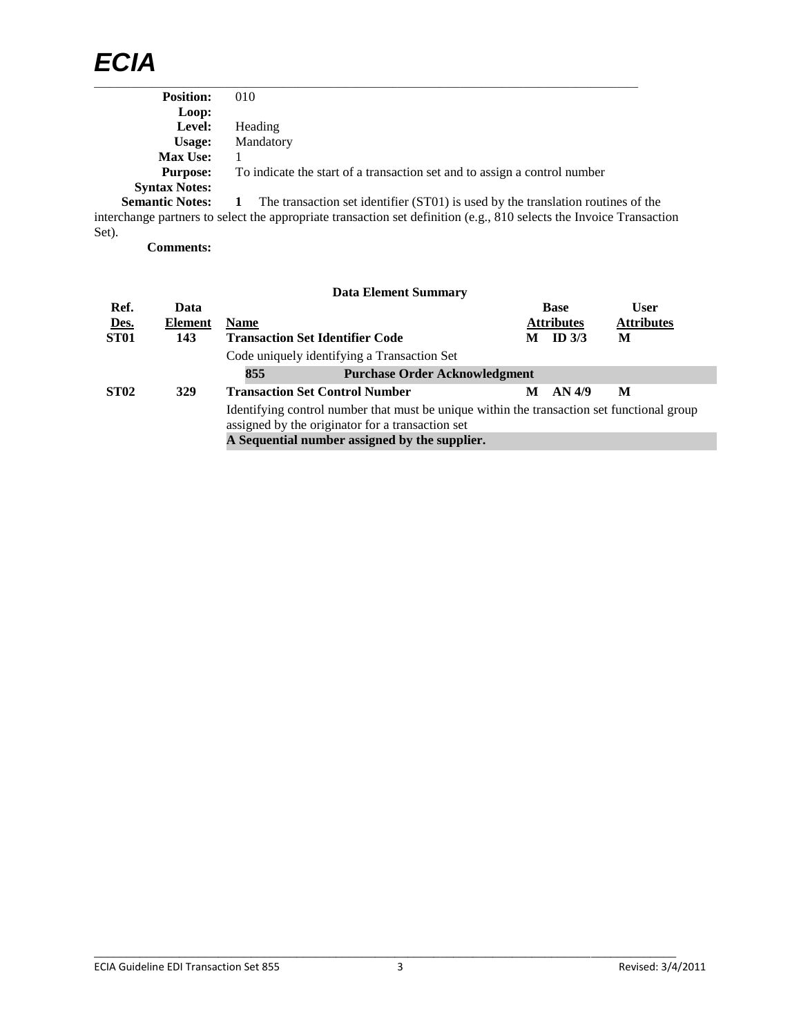**Position:** 010
**Loop:**
**Level:** Heading
**Usage:** Mandatory
**Max Use:** 1
**Purpose:** To indicate the start of a transaction set and to assign a control number
**Syntax Notes:**
**Semantic Notes:** **1** The transaction set identifier (ST01) is used by the translation routines of the interchange partners to select the appropriate transaction set definition (e.g., 810 selects the Invoice Transaction Set).
**Comments:**

**Data Element Summary**

| Ref. Des. | Data Element | Name | Base Attributes | | User Attributes |
|---|---|---|---|---|---|
| **ST01** | **143** | **Transaction Set Identifier Code** | **M** | **ID 3/3** | **M** |
| | | Code uniquely identifying a Transaction Set | | | |
| | | **855** **Purchase Order Acknowledgment** | | | |
| **ST02** | **329** | **Transaction Set Control Number** | **M** | **AN 4/9** | **M** |
| | | Identifying control number that must be unique within the transaction set functional group assigned by the originator for a transaction set | | | |
| | | **A Sequential number assigned by the supplier.** | | | |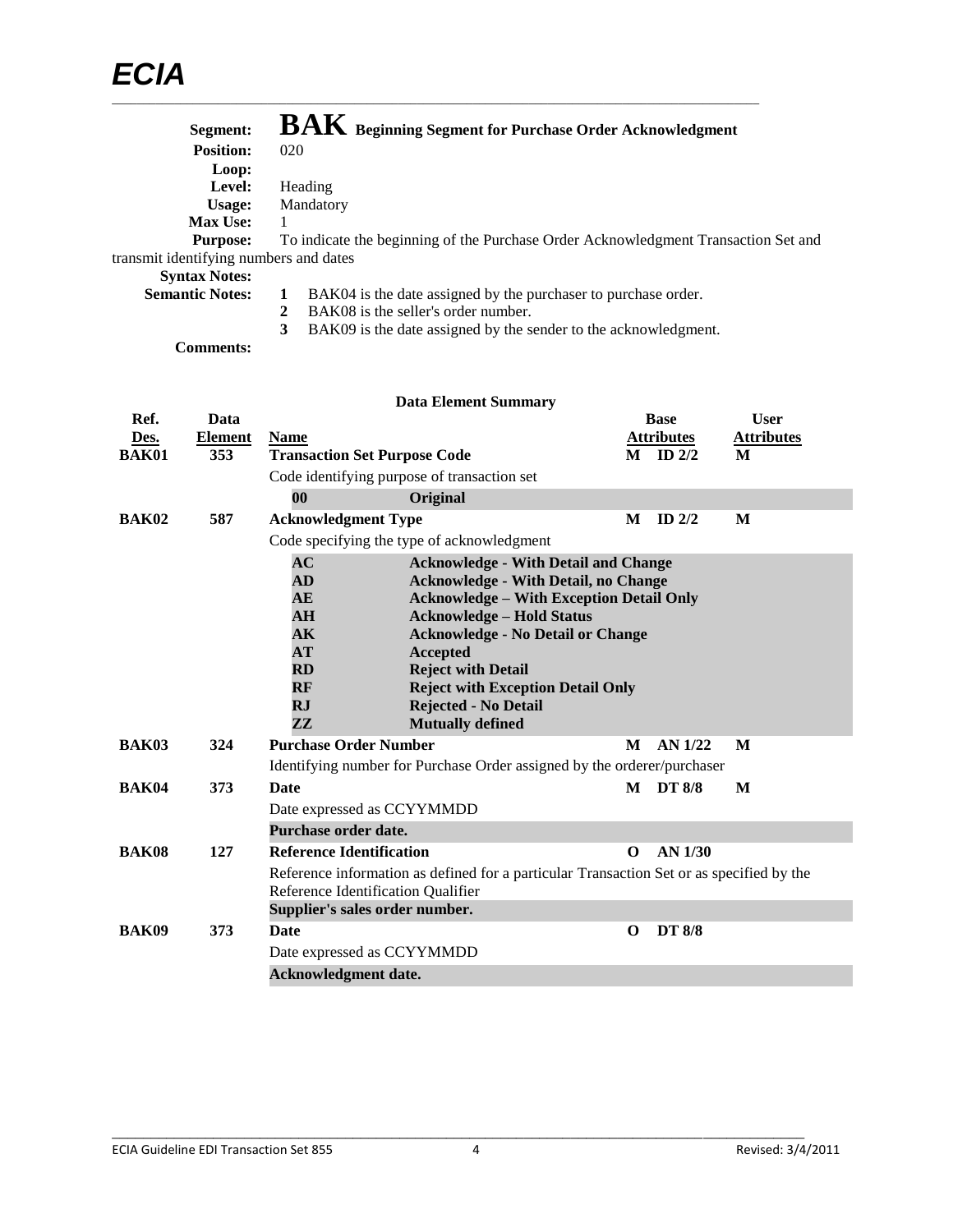**Segment:** **BAK** **Beginning Segment for Purchase Order Acknowledgment**
**Position:** 020
**Loop:**
**Level:** Heading
**Usage:** Mandatory
**Max Use:** 1
**Purpose:** To indicate the beginning of the Purchase Order Acknowledgment Transaction Set and transmit identifying numbers and dates
**Syntax Notes:**
**Semantic Notes:**
1. BAK04 is the date assigned by the purchaser to purchase order.
2. BAK08 is the seller's order number.
3. BAK09 is the date assigned by the sender to the acknowledgment.

**Comments:**

**Data Element Summary**

| Ref. Des. | Data Element | Name | Base Attributes | | User Attributes |
|---|---|---|---|---|---|
| **BAK01** | **353** | **Transaction Set Purpose Code** | **M** | **ID 2/2** | **M** |
| | | Code identifying purpose of transaction set | | | |
| | | **00** **Original** | | | |
| **BAK02** | **587** | **Acknowledgment Type** | **M** | **ID 2/2** | **M** |
| | | Code specifying the type of acknowledgment | | | |
| | | **AC** **Acknowledge - With Detail and Change** | | | |
| | | **AD** **Acknowledge - With Detail, no Change** | | | |
| | | **AE** **Acknowledge – With Exception Detail Only** | | | |
| | | **AH** **Acknowledge – Hold Status** | | | |
| | | **AK** **Acknowledge - No Detail or Change** | | | |
| | | **AT** **Accepted** | | | |
| | | **RD** **Reject with Detail** | | | |
| | | **RF** **Reject with Exception Detail Only** | | | |
| | | **RJ** **Rejected - No Detail** | | | |
| | | **ZZ** **Mutually defined** | | | |
| **BAK03** | **324** | **Purchase Order Number** | **M** | **AN 1/22** | **M** |
| | | Identifying number for Purchase Order assigned by the orderer/purchaser | | | |
| **BAK04** | **373** | **Date** | **M** | **DT 8/8** | **M** |
| | | Date expressed as CCYYMMDD | | | |
| | | **Purchase order date.** | | | |
| **BAK08** | **127** | **Reference Identification** | **O** | **AN 1/30** | |
| | | Reference information as defined for a particular Transaction Set or as specified by the Reference Identification Qualifier | | | |
| | | **Supplier's sales order number.** | | | |
| **BAK09** | **373** | **Date** | **O** | **DT 8/8** | |
| | | Date expressed as CCYYMMDD | | | |
| | | **Acknowledgment date.** | | | |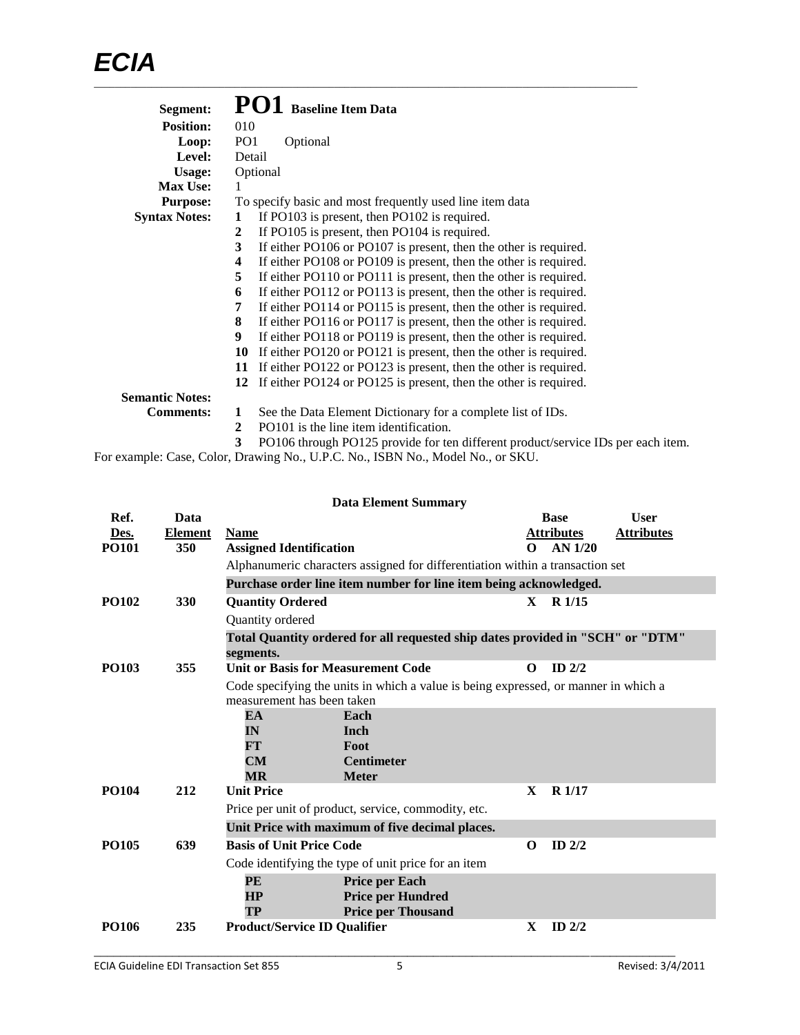**Segment:** **PO1** **Baseline Item Data**
**Position:** 010
**Loop:** PO1 Optional
**Level:** Detail
**Usage:** Optional
**Max Use:** 1
**Purpose:** To specify basic and most frequently used line item data
**Syntax Notes:**
1. If PO103 is present, then PO102 is required.
2. If PO105 is present, then PO104 is required.
3. If either PO106 or PO107 is present, then the other is required.
4. If either PO108 or PO109 is present, then the other is required.
5. If either PO110 or PO111 is present, then the other is required.
6. If either PO112 or PO113 is present, then the other is required.
7. If either PO114 or PO115 is present, then the other is required.
8. If either PO116 or PO117 is present, then the other is required.
9. If either PO118 or PO119 is present, then the other is required.
10. If either PO120 or PO121 is present, then the other is required.
11. If either PO122 or PO123 is present, then the other is required.
12. If either PO124 or PO125 is present, then the other is required.

**Semantic Notes:**
**Comments:**
1. See the Data Element Dictionary for a complete list of IDs.
2. PO101 is the line item identification.
3. PO106 through PO125 provide for ten different product/service IDs per each item.

For example: Case, Color, Drawing No., U.P.C. No., ISBN No., Model No., or SKU.

**Data Element Summary**

| Ref. Des. | Data Element | Name | | Base Attributes | User Attributes |
|---|---|---|---|---|---|
| **PO101** | **350** | **Assigned Identification** | **O** | **AN 1/20** | |
| | | Alphanumeric characters assigned for differentiation within a transaction set | | | |
| | | **Purchase order line item number for line item being acknowledged.** | | | |
| **PO102** | **330** | **Quantity Ordered** | **X** | **R 1/15** | |
| | | Quantity ordered | | | |
| | | **Total Quantity ordered for all requested ship dates provided in "SCH" or "DTM" segments.** | | | |
| **PO103** | **355** | **Unit or Basis for Measurement Code** | **O** | **ID 2/2** | |
| | | Code specifying the units in which a value is being expressed, or manner in which a measurement has been taken | | | |
| | | **EA** Each | | | |
| | | **IN** Inch | | | |
| | | **FT** Foot | | | |
| | | **CM** Centimeter | | | |
| | | **MR** Meter | | | |
| **PO104** | **212** | **Unit Price** | **X** | **R 1/17** | |
| | | Price per unit of product, service, commodity, etc. | | | |
| | | **Unit Price with maximum of five decimal places.** | | | |
| **PO105** | **639** | **Basis of Unit Price Code** | **O** | **ID 2/2** | |
| | | Code identifying the type of unit price for an item | | | |
| | | **PE** Price per Each | | | |
| | | **HP** Price per Hundred | | | |
| | | **TP** Price per Thousand | | | |
| **PO106** | **235** | **Product/Service ID Qualifier** | **X** | **ID 2/2** | |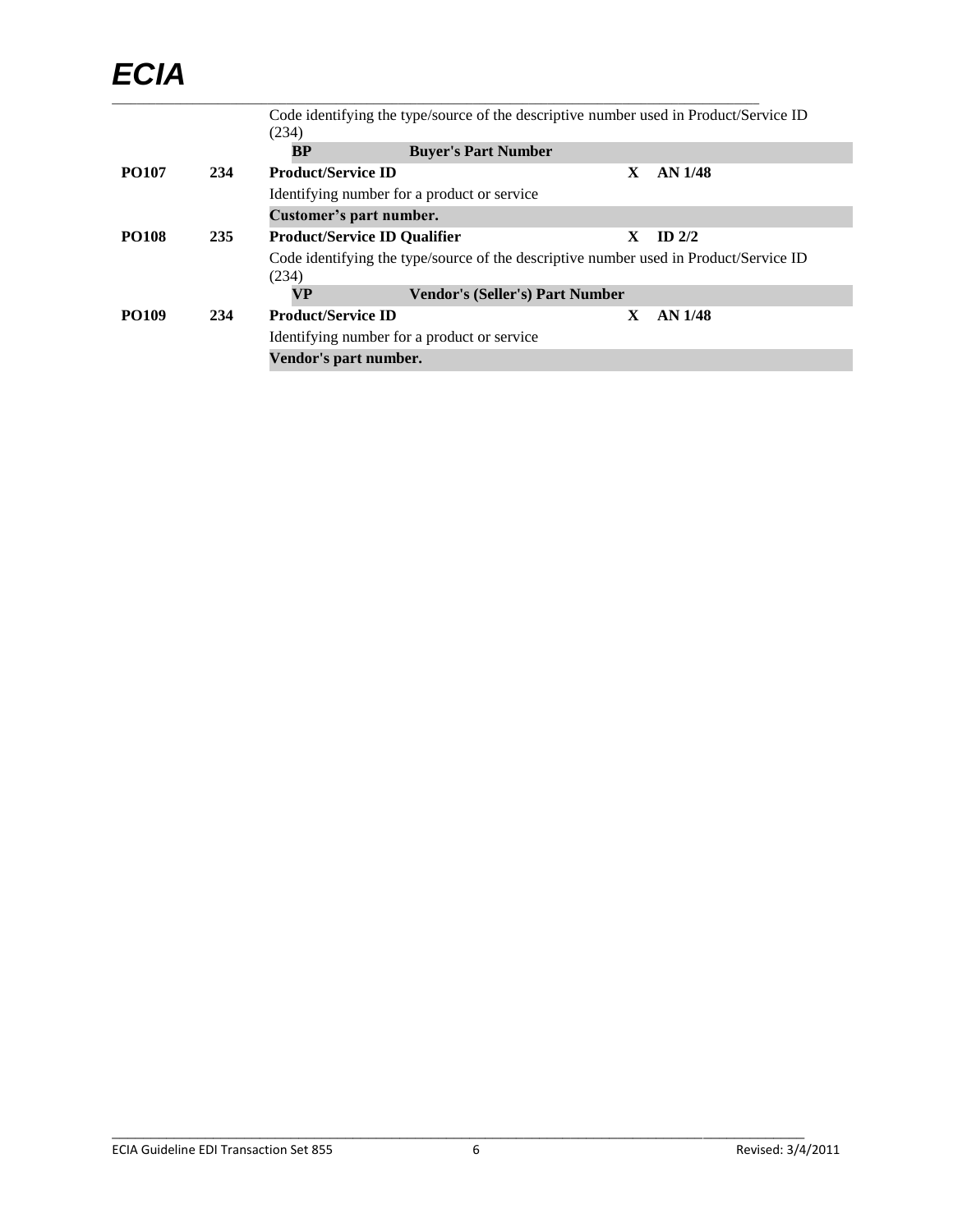| | | | | |
|---|---|---|---|---|
| | | Code identifying the type/source of the descriptive number used in Product/Service ID (234) | | |
| | | **BP** &nbsp;&nbsp;&nbsp; **Buyer's Part Number** | | |
| **PO107** | **234** | **Product/Service ID** | **X** | **AN 1/48** |
| | | Identifying number for a product or service | | |
| | | **Customer's part number.** | | |
| **PO108** | **235** | **Product/Service ID Qualifier** | **X** | **ID 2/2** |
| | | Code identifying the type/source of the descriptive number used in Product/Service ID (234) | | |
| | | **VP** &nbsp;&nbsp;&nbsp; **Vendor's (Seller's) Part Number** | | |
| **PO109** | **234** | **Product/Service ID** | **X** | **AN 1/48** |
| | | Identifying number for a product or service | | |
| | | **Vendor's part number.** | | |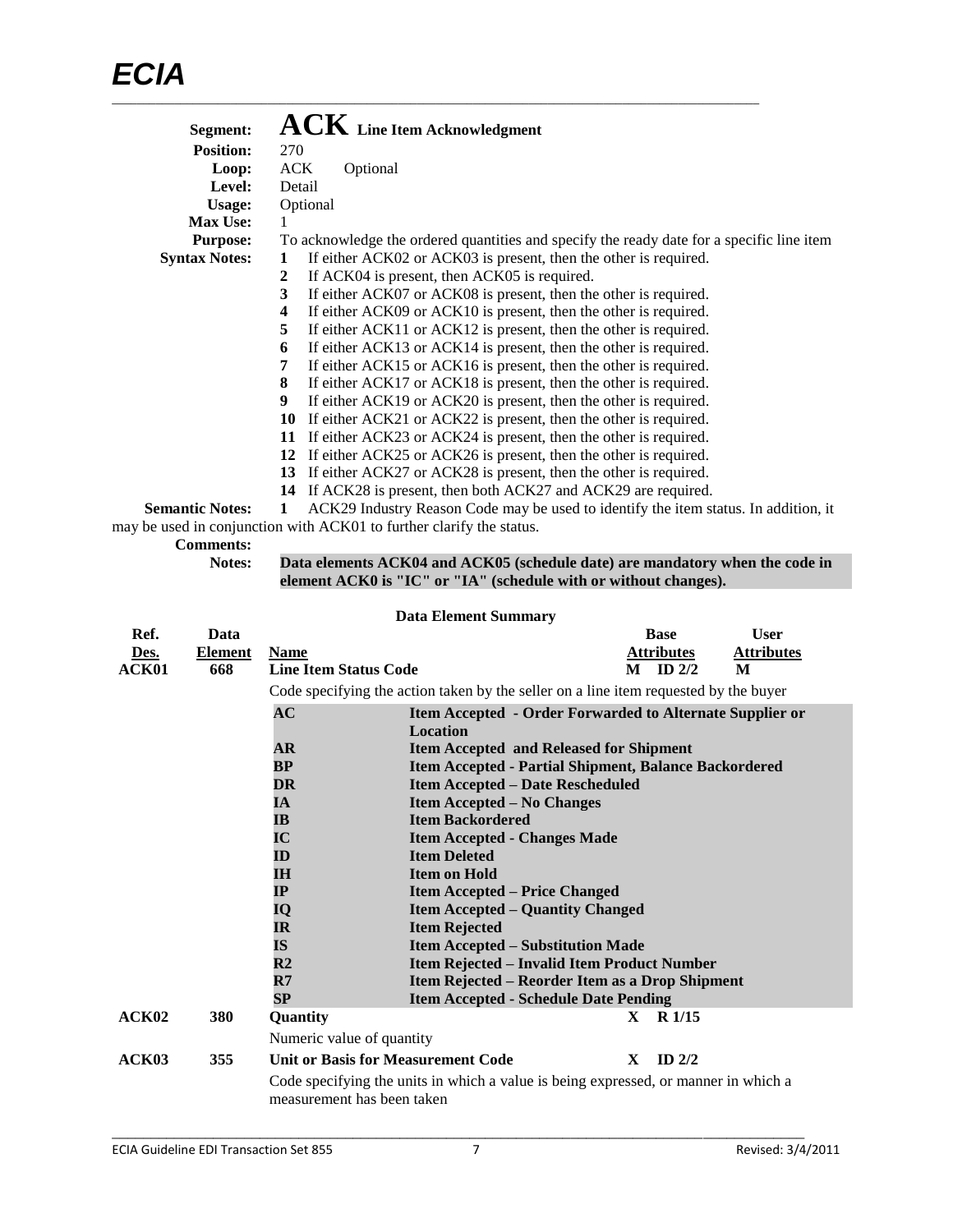**Segment:** **ACK** **Line Item Acknowledgment**

**Position:** 270

**Loop:** ACK Optional

**Level:** Detail

**Usage:** Optional

**Max Use:** 1

**Purpose:** To acknowledge the ordered quantities and specify the ready date for a specific line item

**Syntax Notes:**

1. If either ACK02 or ACK03 is present, then the other is required.
2. If ACK04 is present, then ACK05 is required.
3. If either ACK07 or ACK08 is present, then the other is required.
4. If either ACK09 or ACK10 is present, then the other is required.
5. If either ACK11 or ACK12 is present, then the other is required.
6. If either ACK13 or ACK14 is present, then the other is required.
7. If either ACK15 or ACK16 is present, then the other is required.
8. If either ACK17 or ACK18 is present, then the other is required.
9. If either ACK19 or ACK20 is present, then the other is required.
10. If either ACK21 or ACK22 is present, then the other is required.
11. If either ACK23 or ACK24 is present, then the other is required.
12. If either ACK25 or ACK26 is present, then the other is required.
13. If either ACK27 or ACK28 is present, then the other is required.
14. If ACK28 is present, then both ACK27 and ACK29 are required.

**Semantic Notes:** 1 ACK29 Industry Reason Code may be used to identify the item status. In addition, it may be used in conjunction with ACK01 to further clarify the status.

**Comments:**

**Notes:** **Data elements ACK04 and ACK05 (schedule date) are mandatory when the code in element ACK0 is "IC" or "IA" (schedule with or without changes).**

**Data Element Summary**

| Ref. Des. | Data Element | Name | Base Attributes | User Attributes |
|---|---|---|---|---|
| **ACK01** | **668** | **Line Item Status Code** | **M ID 2/2** | **M** |
| | | Code specifying the action taken by the seller on a line item requested by the buyer | | |
| | | **AC** Item Accepted - Order Forwarded to Alternate Supplier or Location | | |
| | | **AR** Item Accepted and Released for Shipment | | |
| | | **BP** Item Accepted - Partial Shipment, Balance Backordered | | |
| | | **DR** Item Accepted – Date Rescheduled | | |
| | | **IA** Item Accepted – No Changes | | |
| | | **IB** Item Backordered | | |
| | | **IC** Item Accepted - Changes Made | | |
| | | **ID** Item Deleted | | |
| | | **IH** Item on Hold | | |
| | | **IP** Item Accepted – Price Changed | | |
| | | **IQ** Item Accepted – Quantity Changed | | |
| | | **IR** Item Rejected | | |
| | | **IS** Item Accepted – Substitution Made | | |
| | | **R2** Item Rejected – Invalid Item Product Number | | |
| | | **R7** Item Rejected – Reorder Item as a Drop Shipment | | |
| | | **SP** Item Accepted - Schedule Date Pending | | |
| **ACK02** | **380** | **Quantity** | **X R 1/15** | |
| | | Numeric value of quantity | | |
| **ACK03** | **355** | **Unit or Basis for Measurement Code** | **X ID 2/2** | |
| | | Code specifying the units in which a value is being expressed, or manner in which a measurement has been taken | | |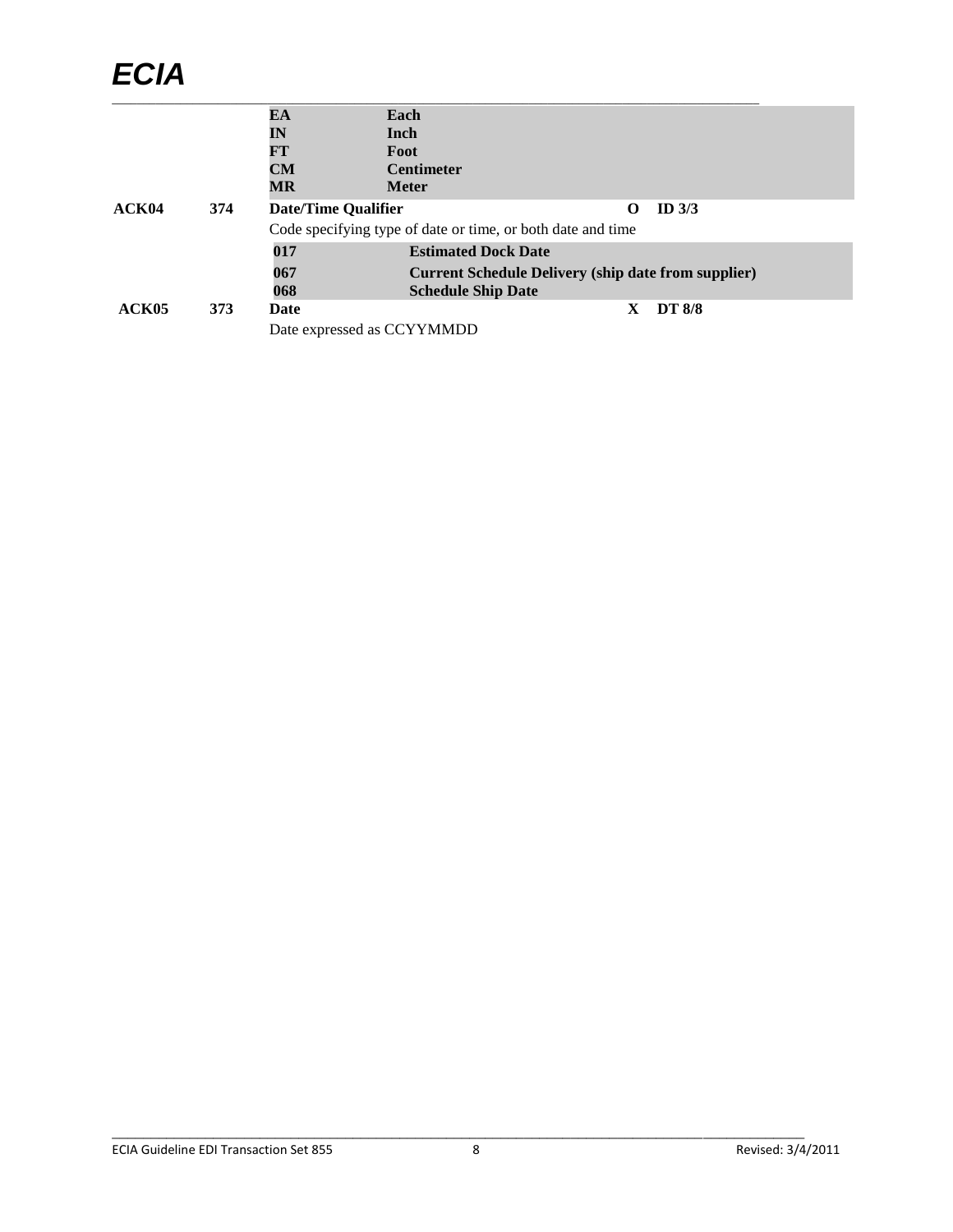| | | | | | |
|---|---|---|---|---|---|
| | | **EA** | **Each** | | |
| | | **IN** | **Inch** | | |
| | | **FT** | **Foot** | | |
| | | **CM** | **Centimeter** | | |
| | | **MR** | **Meter** | | |
| **ACK04** | **374** | **Date/Time Qualifier** | | **O** | **ID 3/3** |
| | | Code specifying type of date or time, or both date and time | | | |
| | | **017** | **Estimated Dock Date** | | |
| | | **067** | **Current Schedule Delivery (ship date from supplier)** | | |
| | | **068** | **Schedule Ship Date** | | |
| **ACK05** | **373** | **Date** | | **X** | **DT 8/8** |
| | | Date expressed as CCYYMMDD | | | |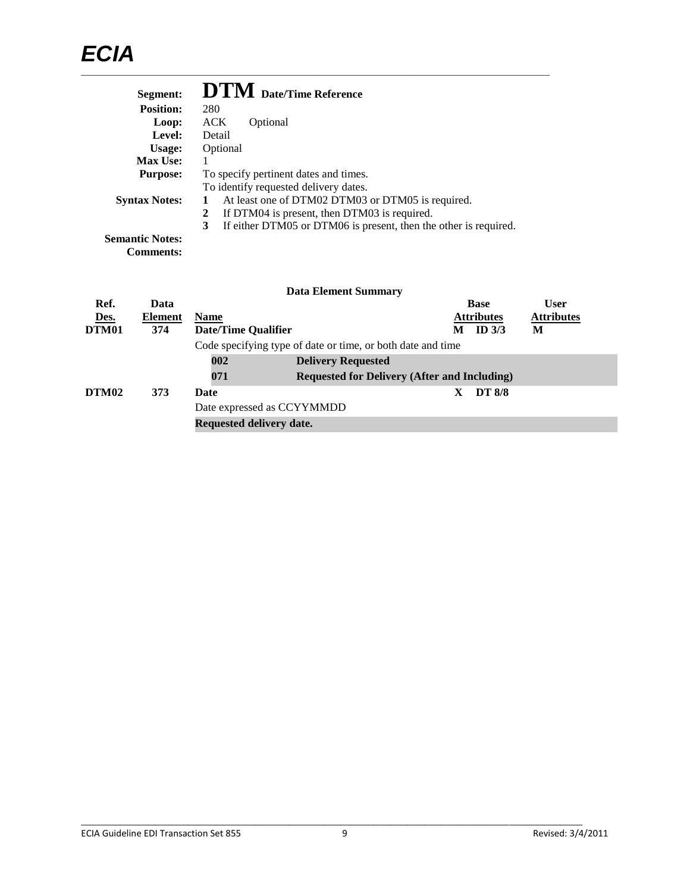## Segment: DTM Date/Time Reference

**Position:** 280
**Loop:** ACK Optional
**Level:** Detail
**Usage:** Optional
**Max Use:** 1
**Purpose:** To specify pertinent dates and times.
To identify requested delivery dates.
**Syntax Notes:**
1. At least one of DTM02 DTM03 or DTM05 is required.
2. If DTM04 is present, then DTM03 is required.
3. If either DTM05 or DTM06 is present, then the other is required.

**Semantic Notes:**
**Comments:**

### Data Element Summary

| Ref. Des. | Data Element | Name | | Base Attributes | | User Attributes |
|---|---|---|---|---|---|---|
| **DTM01** | **374** | **Date/Time Qualifier** | | **M** | **ID 3/3** | **M** |
| | | Code specifying type of date or time, or both date and time | | | | |
| | | **002** | **Delivery Requested** | | | |
| | | **071** | **Requested for Delivery (After and Including)** | | | |
| **DTM02** | **373** | **Date** | | **X** | **DT 8/8** | |
| | | Date expressed as CCYYMMDD | | | | |
| | | **Requested delivery date.** | | | | |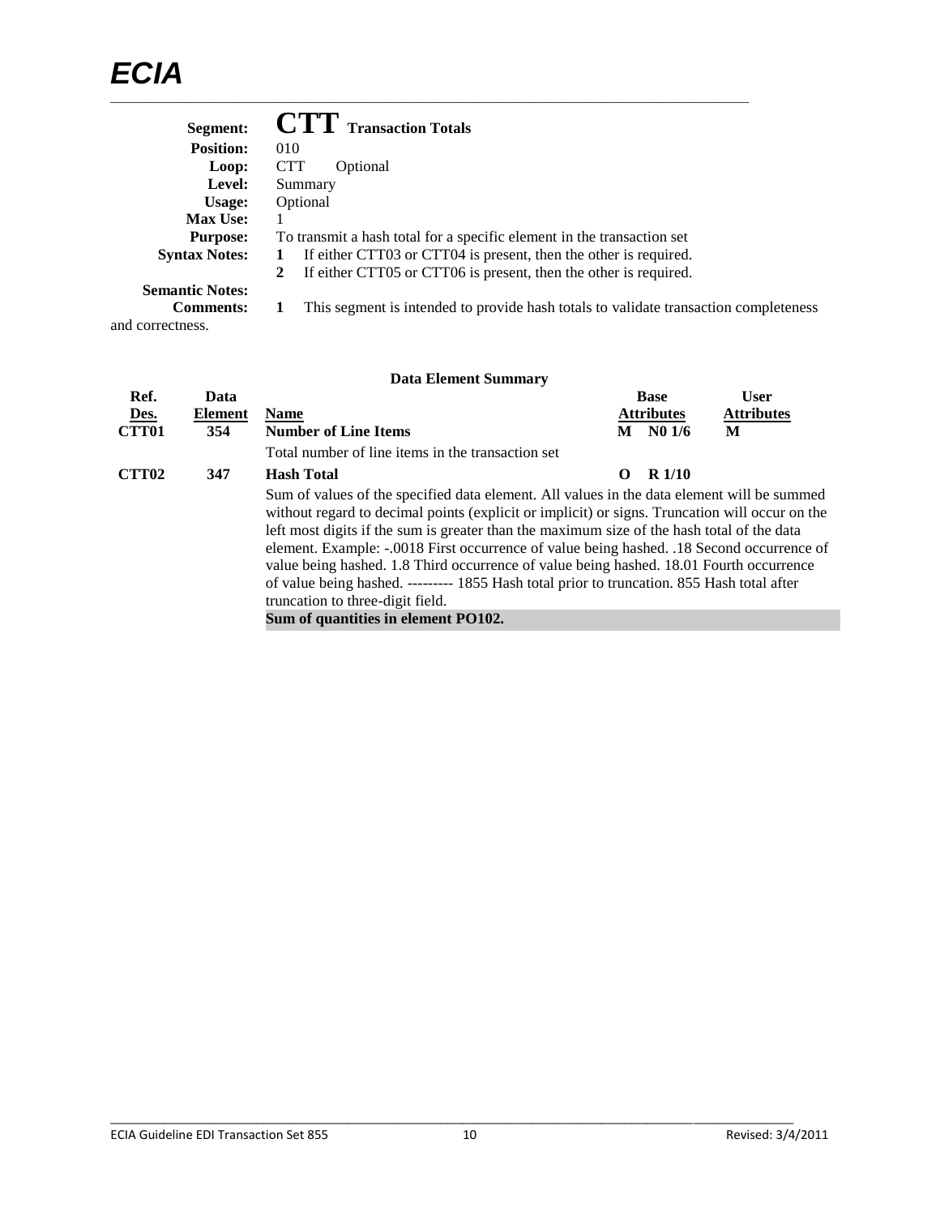**ECIA**

---

| | |
|---|---|
| **Segment:** | **CTT** **Transaction Totals** |
| **Position:** | 010 |
| **Loop:** | CTT Optional |
| **Level:** | Summary |
| **Usage:** | Optional |
| **Max Use:** | 1 |
| **Purpose:** | To transmit a hash total for a specific element in the transaction set |
| **Syntax Notes:** | **1** If either CTT03 or CTT04 is present, then the other is required.<br>**2** If either CTT05 or CTT06 is present, then the other is required. |
| **Semantic Notes:** | |
| **Comments:** | **1** This segment is intended to provide hash totals to validate transaction completeness and correctness. |

**Data Element Summary**

| Ref. Des. | Data Element | Name | Base Attributes | User Attributes |
|---|---|---|---|---|
| **CTT01** | **354** | **Number of Line Items**<br>Total number of line items in the transaction set | **M N0 1/6** | **M** |
| **CTT02** | **347** | **Hash Total**<br>Sum of values of the specified data element. All values in the data element will be summed without regard to decimal points (explicit or implicit) or signs. Truncation will occur on the left most digits if the sum is greater than the maximum size of the hash total of the data element. Example: -.0018 First occurrence of value being hashed. .18 Second occurrence of value being hashed. 1.8 Third occurrence of value being hashed. 18.01 Fourth occurrence of value being hashed. --------- 1855 Hash total prior to truncation. 855 Hash total after truncation to three-digit field.<br>**Sum of quantities in element PO102.** | **O R 1/10** | |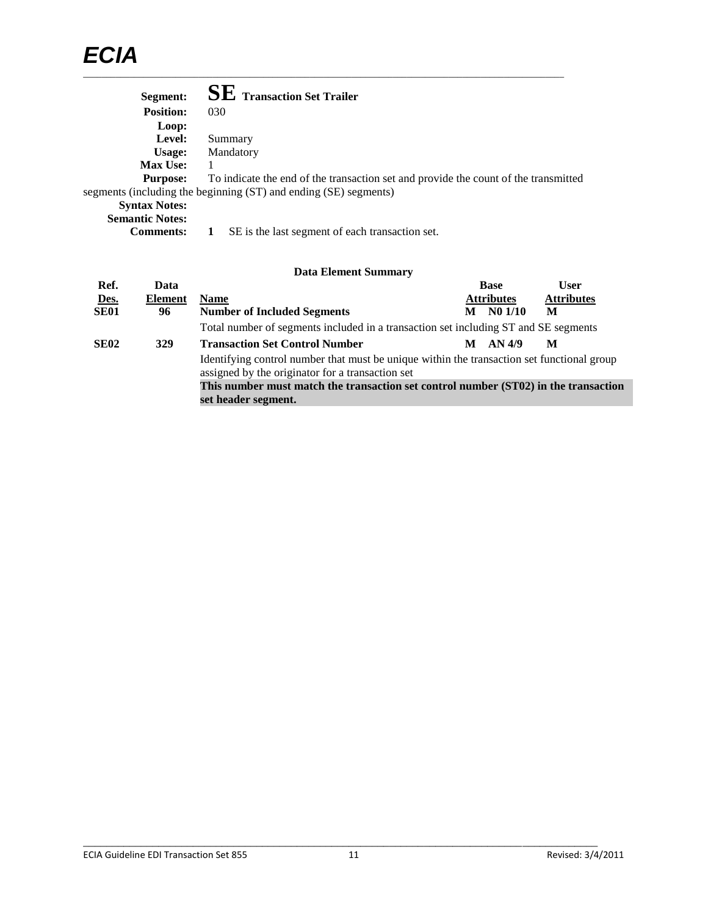**Segment:** **SE** **Transaction Set Trailer**
**Position:** 030
**Loop:**
**Level:** Summary
**Usage:** Mandatory
**Max Use:** 1
**Purpose:** To indicate the end of the transaction set and provide the count of the transmitted segments (including the beginning (ST) and ending (SE) segments)
**Syntax Notes:**
**Semantic Notes:**
**Comments:** 1 SE is the last segment of each transaction set.

**Data Element Summary**

| Ref. Des. | Data Element | Name | Base Attributes | | User Attributes |
|---|---|---|---|---|---|
| **SE01** | **96** | **Number of Included Segments** | **M** | **N0 1/10** | **M** |
| | | Total number of segments included in a transaction set including ST and SE segments | | | |
| **SE02** | **329** | **Transaction Set Control Number** | **M** | **AN 4/9** | **M** |
| | | Identifying control number that must be unique within the transaction set functional group assigned by the originator for a transaction set | | | |
| | | **This number must match the transaction set control number (ST02) in the transaction set header segment.** | | | |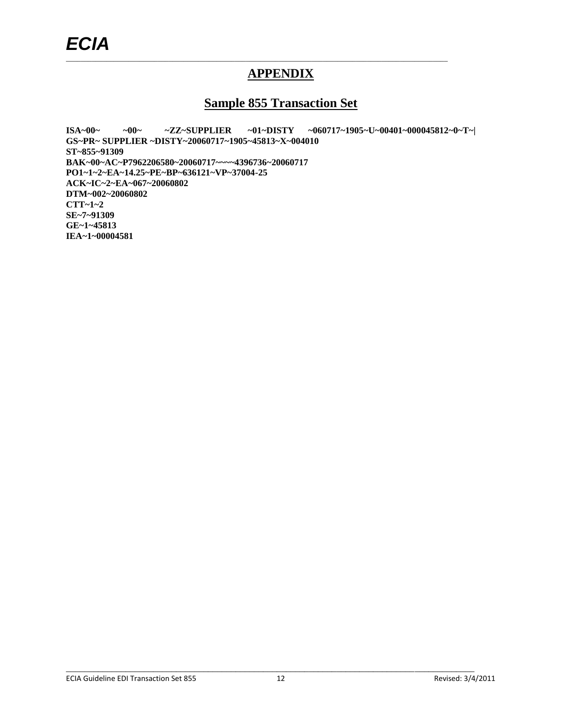# APPENDIX

## Sample 855 Transaction Set

```
ISA~00~          ~00~          ~ZZ~SUPPLIER       ~01~DISTY      ~060717~1905~U~00401~000045812~0~T~|
GS~PR~ SUPPLIER ~DISTY~20060717~1905~45813~X~004010
ST~855~91309
BAK~00~AC~P7962206580~20060717~~~~4396736~20060717
PO1~1~2~EA~14.25~PE~BP~636121~VP~37004-25
ACK~IC~2~EA~067~20060802
DTM~002~20060802
CTT~1~2
SE~7~91309
GE~1~45813
IEA~1~00004581
```